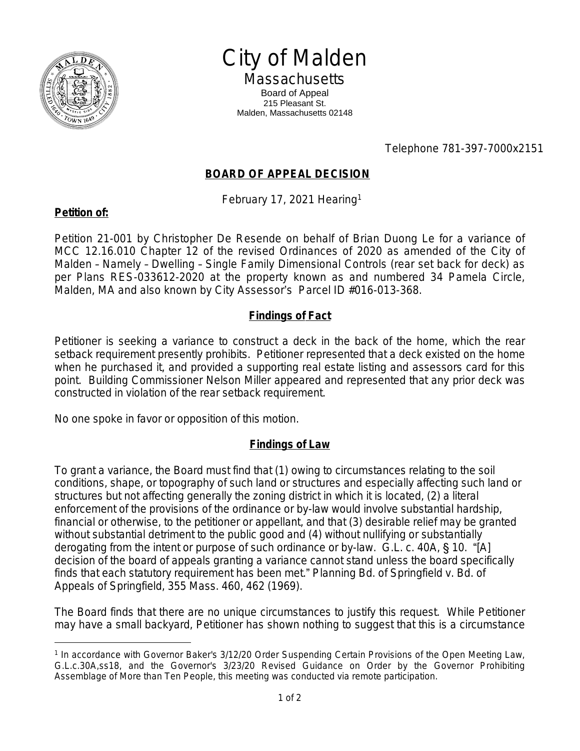# City of Malden

## Massachusetts

Board of Appeal
215 Pleasant St.
Malden, Massachusetts 02148

Telephone 781-397-7000x2151

### BOARD OF APPEAL DECISION

February 17, 2021 Hearing[1]

**Petition of:**

Petition 21-001 by Christopher De Resende on behalf of Brian Duong Le for a variance of MCC 12.16.010 Chapter 12 of the revised Ordinances of 2020 as amended of the City of Malden – Namely – Dwelling – Single Family Dimensional Controls (rear set back for deck) as per Plans RES-033612-2020 at the property known as and numbered 34 Pamela Circle, Malden, MA and also known by City Assessor's Parcel ID #016-013-368.

### Findings of Fact

Petitioner is seeking a variance to construct a deck in the back of the home, which the rear setback requirement presently prohibits. Petitioner represented that a deck existed on the home when he purchased it, and provided a supporting real estate listing and assessors card for this point. Building Commissioner Nelson Miller appeared and represented that any prior deck was constructed in violation of the rear setback requirement.

No one spoke in favor or opposition of this motion.

### Findings of Law

To grant a variance, the Board must find that (1) owing to circumstances relating to the soil conditions, shape, or topography of such land or structures and especially affecting such land or structures but not affecting generally the zoning district in which it is located, (2) a literal enforcement of the provisions of the ordinance or by-law would involve substantial hardship, financial or otherwise, to the petitioner or appellant, and that (3) desirable relief may be granted without substantial detriment to the public good and (4) without nullifying or substantially derogating from the intent or purpose of such ordinance or by-law. G.L. c. 40A, § 10. "[A] decision of the board of appeals granting a variance cannot stand unless the board specifically finds that each statutory requirement has been met." Planning Bd. of Springfield v. Bd. of Appeals of Springfield, 355 Mass. 460, 462 (1969).

The Board finds that there are no unique circumstances to justify this request. While Petitioner may have a small backyard, Petitioner has shown nothing to suggest that this is a circumstance

---

[1] In accordance with Governor Baker's 3/12/20 Order Suspending Certain Provisions of the Open Meeting Law, G.L.c.30A,ss18, and the Governor's 3/23/20 Revised Guidance on Order by the Governor Prohibiting Assemblage of More than Ten People, this meeting was conducted via remote participation.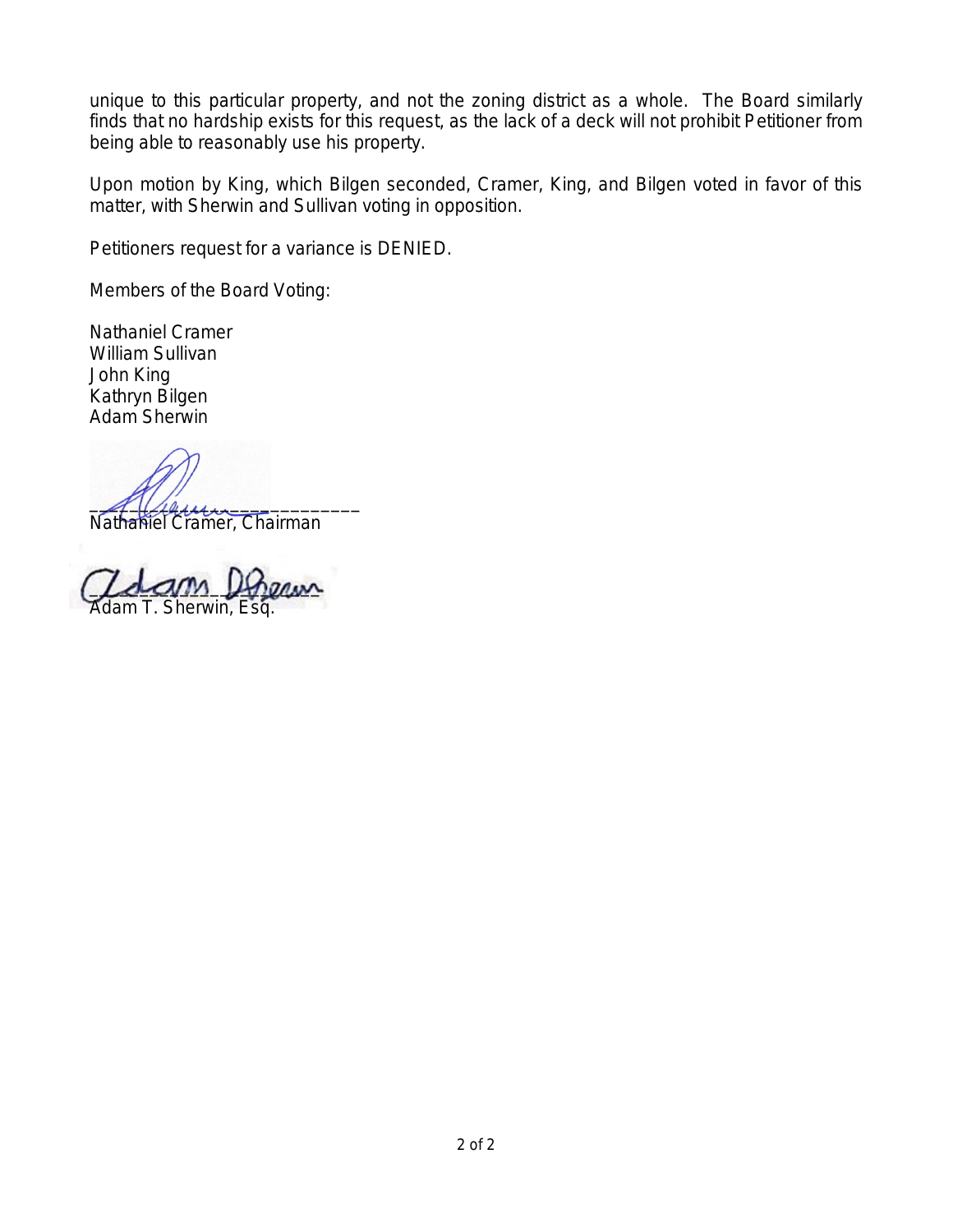unique to this particular property, and not the zoning district as a whole. The Board similarly finds that no hardship exists for this request, as the lack of a deck will not prohibit Petitioner from being able to reasonably use his property.

Upon motion by King, which Bilgen seconded, Cramer, King, and Bilgen voted in favor of this matter, with Sherwin and Sullivan voting in opposition.

Petitioners request for a variance is DENIED.

Members of the Board Voting:

Nathaniel Cramer
William Sullivan
John King
Kathryn Bilgen
Adam Sherwin

______________________________
Nathaniel Cramer, Chairman

______________________________
Adam T. Sherwin, Esq.